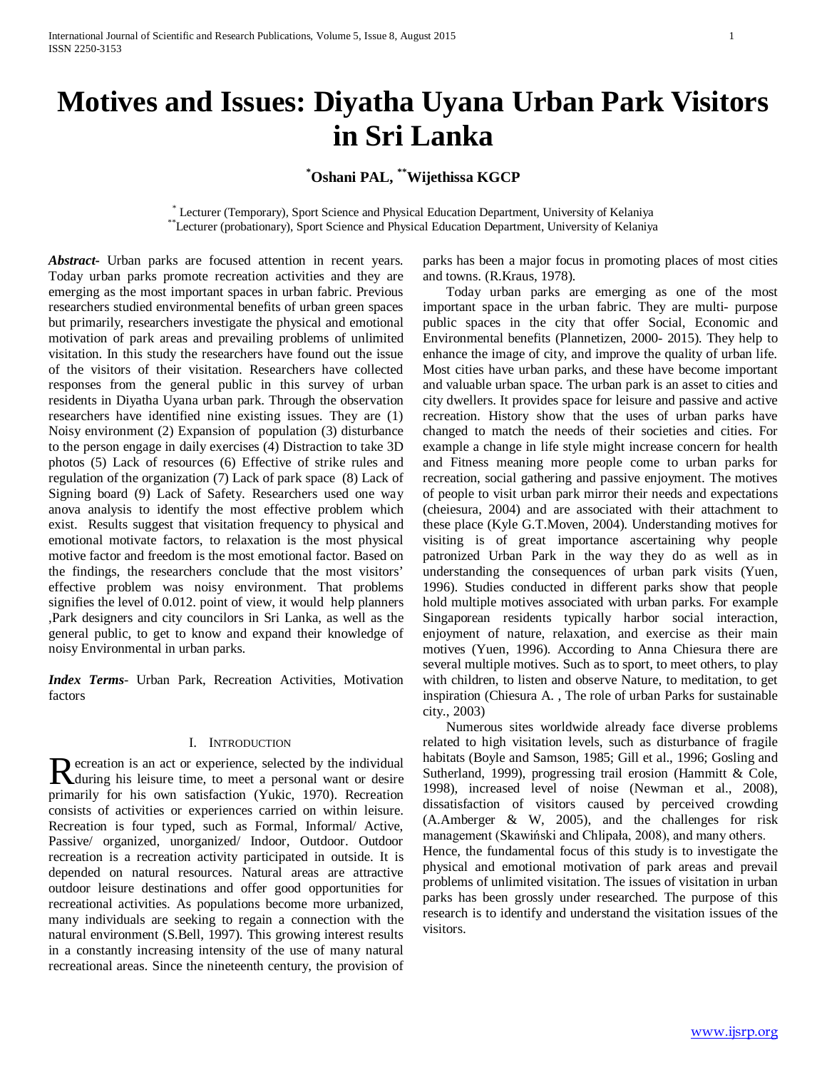# Motives and Issues: Diyatha Uyana Urban Park Visitors in Sri Lanka

**[*]Oshani PAL, [**]Wijethissa KGCP**

[*] Lecturer (Temporary), Sport Science and Physical Education Department, University of Kelaniya
[**]Lecturer (probationary), Sport Science and Physical Education Department, University of Kelaniya

***Abstract-*** Urban parks are focused attention in recent years. Today urban parks promote recreation activities and they are emerging as the most important spaces in urban fabric. Previous researchers studied environmental benefits of urban green spaces but primarily, researchers investigate the physical and emotional motivation of park areas and prevailing problems of unlimited visitation. In this study the researchers have found out the issue of the visitors of their visitation. Researchers have collected responses from the general public in this survey of urban residents in Diyatha Uyana urban park. Through the observation researchers have identified nine existing issues. They are (1) Noisy environment (2) Expansion of population (3) disturbance to the person engage in daily exercises (4) Distraction to take 3D photos (5) Lack of resources (6) Effective of strike rules and regulation of the organization (7) Lack of park space (8) Lack of Signing board (9) Lack of Safety. Researchers used one way anova analysis to identify the most effective problem which exist. Results suggest that visitation frequency to physical and emotional motivate factors, to relaxation is the most physical motive factor and freedom is the most emotional factor. Based on the findings, the researchers conclude that the most visitors' effective problem was noisy environment. That problems signifies the level of 0.012. point of view, it would help planners ,Park designers and city councilors in Sri Lanka, as well as the general public, to get to know and expand their knowledge of noisy Environmental in urban parks.

***Index Terms-*** Urban Park, Recreation Activities, Motivation factors

## I. Introduction

Recreation is an act or experience, selected by the individual during his leisure time, to meet a personal want or desire primarily for his own satisfaction (Yukic, 1970). Recreation consists of activities or experiences carried on within leisure. Recreation is four typed, such as Formal, Informal/ Active, Passive/ organized, unorganized/ Indoor, Outdoor. Outdoor recreation is a recreation activity participated in outside. It is depended on natural resources. Natural areas are attractive outdoor leisure destinations and offer good opportunities for recreational activities. As populations become more urbanized, many individuals are seeking to regain a connection with the natural environment (S.Bell, 1997). This growing interest results in a constantly increasing intensity of the use of many natural recreational areas. Since the nineteenth century, the provision of parks has been a major focus in promoting places of most cities and towns. (R.Kraus, 1978).

Today urban parks are emerging as one of the most important space in the urban fabric. They are multi- purpose public spaces in the city that offer Social, Economic and Environmental benefits (Plannetizen, 2000- 2015). They help to enhance the image of city, and improve the quality of urban life. Most cities have urban parks, and these have become important and valuable urban space. The urban park is an asset to cities and city dwellers. It provides space for leisure and passive and active recreation. History show that the uses of urban parks have changed to match the needs of their societies and cities. For example a change in life style might increase concern for health and Fitness meaning more people come to urban parks for recreation, social gathering and passive enjoyment. The motives of people to visit urban park mirror their needs and expectations (cheiesura, 2004) and are associated with their attachment to these place (Kyle G.T.Moven, 2004). Understanding motives for visiting is of great importance ascertaining why people patronized Urban Park in the way they do as well as in understanding the consequences of urban park visits (Yuen, 1996). Studies conducted in different parks show that people hold multiple motives associated with urban parks. For example Singaporean residents typically harbor social interaction, enjoyment of nature, relaxation, and exercise as their main motives (Yuen, 1996). According to Anna Chiesura there are several multiple motives. Such as to sport, to meet others, to play with children, to listen and observe Nature, to meditation, to get inspiration (Chiesura A. , The role of urban Parks for sustainable city., 2003)

Numerous sites worldwide already face diverse problems related to high visitation levels, such as disturbance of fragile habitats (Boyle and Samson, 1985; Gill et al., 1996; Gosling and Sutherland, 1999), progressing trail erosion (Hammitt & Cole, 1998), increased level of noise (Newman et al., 2008), dissatisfaction of visitors caused by perceived crowding (A.Amberger & W, 2005), and the challenges for risk management (Skawiński and Chlipała, 2008), and many others.
Hence, the fundamental focus of this study is to investigate the physical and emotional motivation of park areas and prevail problems of unlimited visitation. The issues of visitation in urban parks has been grossly under researched. The purpose of this research is to identify and understand the visitation issues of the visitors.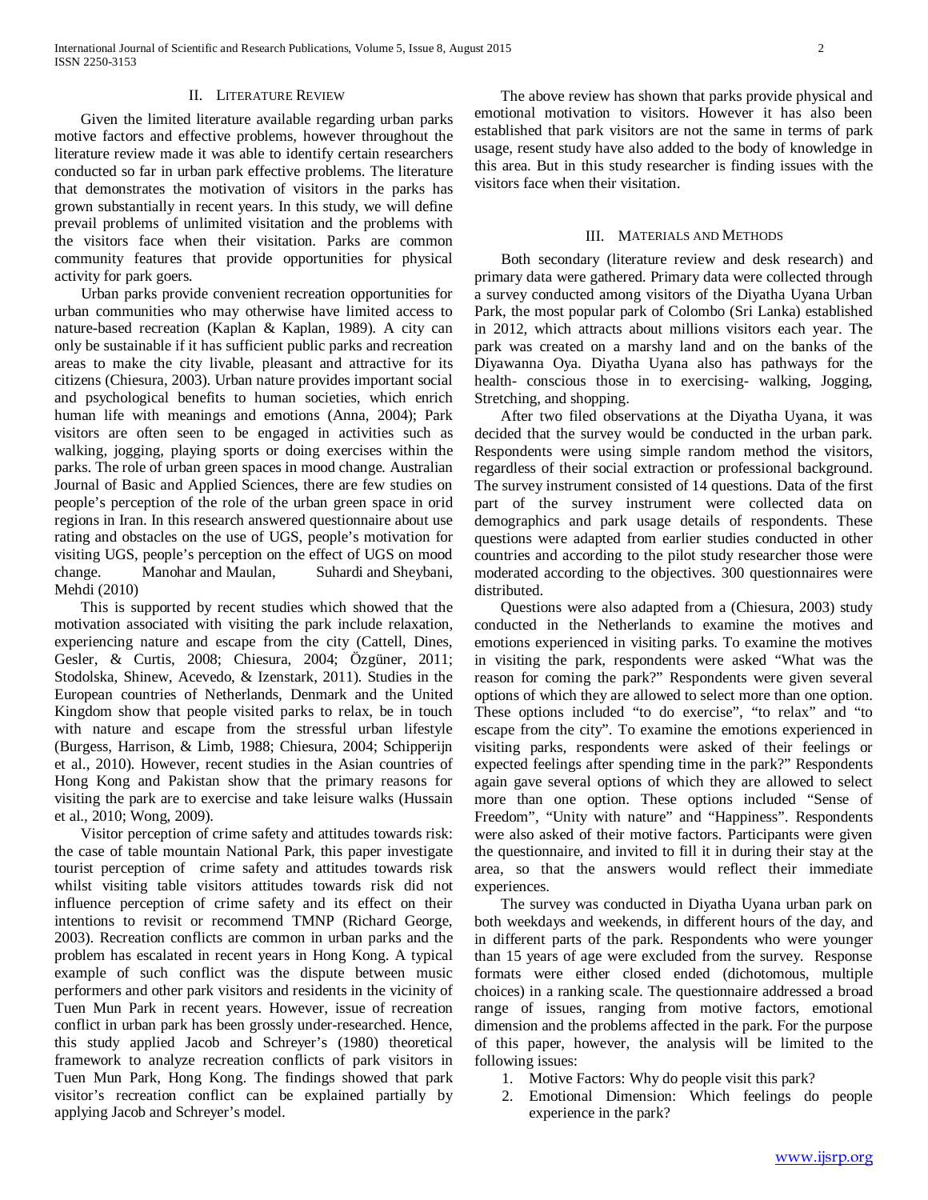## II. Literature Review

Given the limited literature available regarding urban parks motive factors and effective problems, however throughout the literature review made it was able to identify certain researchers conducted so far in urban park effective problems. The literature that demonstrates the motivation of visitors in the parks has grown substantially in recent years. In this study, we will define prevail problems of unlimited visitation and the problems with the visitors face when their visitation. Parks are common community features that provide opportunities for physical activity for park goers.

Urban parks provide convenient recreation opportunities for urban communities who may otherwise have limited access to nature-based recreation (Kaplan & Kaplan, 1989). A city can only be sustainable if it has sufficient public parks and recreation areas to make the city livable, pleasant and attractive for its citizens (Chiesura, 2003). Urban nature provides important social and psychological benefits to human societies, which enrich human life with meanings and emotions (Anna, 2004); Park visitors are often seen to be engaged in activities such as walking, jogging, playing sports or doing exercises within the parks. The role of urban green spaces in mood change. Australian Journal of Basic and Applied Sciences, there are few studies on people's perception of the role of the urban green space in orid regions in Iran. In this research answered questionnaire about use rating and obstacles on the use of UGS, people's motivation for visiting UGS, people's perception on the effect of UGS on mood change. Manohar and Maulan, Suhardi and Sheybani, Mehdi (2010)

This is supported by recent studies which showed that the motivation associated with visiting the park include relaxation, experiencing nature and escape from the city (Cattell, Dines, Gesler, & Curtis, 2008; Chiesura, 2004; Özgüner, 2011; Stodolska, Shinew, Acevedo, & Izenstark, 2011). Studies in the European countries of Netherlands, Denmark and the United Kingdom show that people visited parks to relax, be in touch with nature and escape from the stressful urban lifestyle (Burgess, Harrison, & Limb, 1988; Chiesura, 2004; Schipperijn et al., 2010). However, recent studies in the Asian countries of Hong Kong and Pakistan show that the primary reasons for visiting the park are to exercise and take leisure walks (Hussain et al., 2010; Wong, 2009).

Visitor perception of crime safety and attitudes towards risk: the case of table mountain National Park, this paper investigate tourist perception of crime safety and attitudes towards risk whilst visiting table visitors attitudes towards risk did not influence perception of crime safety and its effect on their intentions to revisit or recommend TMNP (Richard George, 2003). Recreation conflicts are common in urban parks and the problem has escalated in recent years in Hong Kong. A typical example of such conflict was the dispute between music performers and other park visitors and residents in the vicinity of Tuen Mun Park in recent years. However, issue of recreation conflict in urban park has been grossly under-researched. Hence, this study applied Jacob and Schreyer's (1980) theoretical framework to analyze recreation conflicts of park visitors in Tuen Mun Park, Hong Kong. The findings showed that park visitor's recreation conflict can be explained partially by applying Jacob and Schreyer's model.

The above review has shown that parks provide physical and emotional motivation to visitors. However it has also been established that park visitors are not the same in terms of park usage, resent study have also added to the body of knowledge in this area. But in this study researcher is finding issues with the visitors face when their visitation.

## III. Materials and Methods

Both secondary (literature review and desk research) and primary data were gathered. Primary data were collected through a survey conducted among visitors of the Diyatha Uyana Urban Park, the most popular park of Colombo (Sri Lanka) established in 2012, which attracts about millions visitors each year. The park was created on a marshy land and on the banks of the Diyawanna Oya. Diyatha Uyana also has pathways for the health- conscious those in to exercising- walking, Jogging, Stretching, and shopping.

After two filed observations at the Diyatha Uyana, it was decided that the survey would be conducted in the urban park. Respondents were using simple random method the visitors, regardless of their social extraction or professional background. The survey instrument consisted of 14 questions. Data of the first part of the survey instrument were collected data on demographics and park usage details of respondents. These questions were adapted from earlier studies conducted in other countries and according to the pilot study researcher those were moderated according to the objectives. 300 questionnaires were distributed.

Questions were also adapted from a (Chiesura, 2003) study conducted in the Netherlands to examine the motives and emotions experienced in visiting parks. To examine the motives in visiting the park, respondents were asked "What was the reason for coming the park?" Respondents were given several options of which they are allowed to select more than one option. These options included "to do exercise", "to relax" and "to escape from the city". To examine the emotions experienced in visiting parks, respondents were asked of their feelings or expected feelings after spending time in the park?" Respondents again gave several options of which they are allowed to select more than one option. These options included "Sense of Freedom", "Unity with nature" and "Happiness". Respondents were also asked of their motive factors. Participants were given the questionnaire, and invited to fill it in during their stay at the area, so that the answers would reflect their immediate experiences.

The survey was conducted in Diyatha Uyana urban park on both weekdays and weekends, in different hours of the day, and in different parts of the park. Respondents who were younger than 15 years of age were excluded from the survey. Response formats were either closed ended (dichotomous, multiple choices) in a ranking scale. The questionnaire addressed a broad range of issues, ranging from motive factors, emotional dimension and the problems affected in the park. For the purpose of this paper, however, the analysis will be limited to the following issues:

1. Motive Factors: Why do people visit this park?
2. Emotional Dimension: Which feelings do people experience in the park?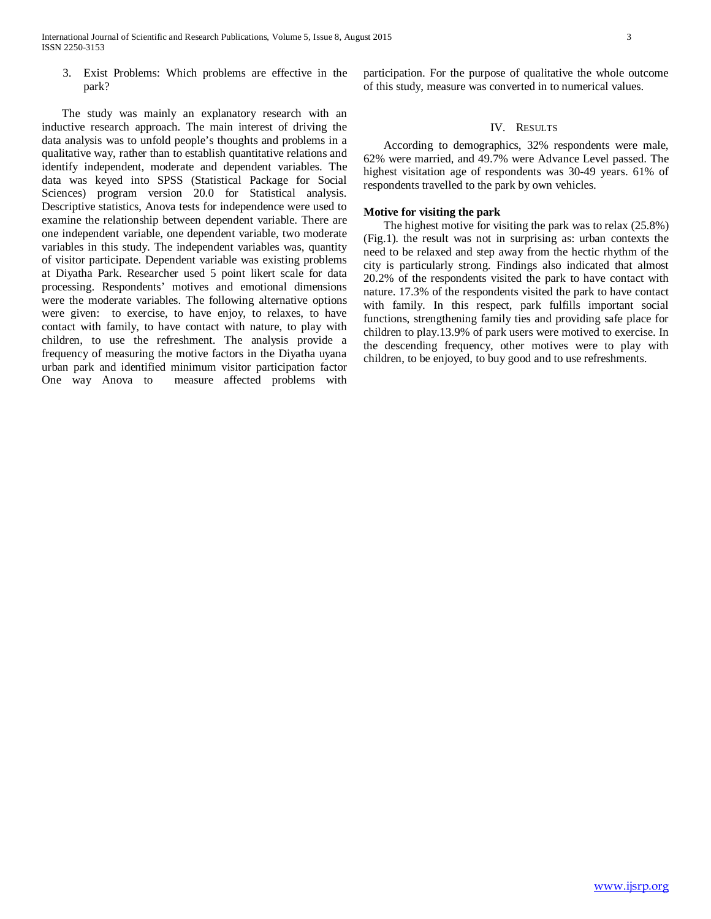3. Exist Problems: Which problems are effective in the park?

The study was mainly an explanatory research with an inductive research approach. The main interest of driving the data analysis was to unfold people's thoughts and problems in a qualitative way, rather than to establish quantitative relations and identify independent, moderate and dependent variables. The data was keyed into SPSS (Statistical Package for Social Sciences) program version 20.0 for Statistical analysis. Descriptive statistics, Anova tests for independence were used to examine the relationship between dependent variable. There are one independent variable, one dependent variable, two moderate variables in this study. The independent variables was, quantity of visitor participate. Dependent variable was existing problems at Diyatha Park. Researcher used 5 point likert scale for data processing. Respondents' motives and emotional dimensions were the moderate variables. The following alternative options were given: to exercise, to have enjoy, to relaxes, to have contact with family, to have contact with nature, to play with children, to use the refreshment. The analysis provide a frequency of measuring the motive factors in the Diyatha uyana urban park and identified minimum visitor participation factor One way Anova to measure affected problems with participation. For the purpose of qualitative the whole outcome of this study, measure was converted in to numerical values.

## IV. Results

According to demographics, 32% respondents were male, 62% were married, and 49.7% were Advance Level passed. The highest visitation age of respondents was 30-49 years. 61% of respondents travelled to the park by own vehicles.

**Motive for visiting the park**

The highest motive for visiting the park was to relax (25.8%) (Fig.1). the result was not in surprising as: urban contexts the need to be relaxed and step away from the hectic rhythm of the city is particularly strong. Findings also indicated that almost 20.2% of the respondents visited the park to have contact with nature. 17.3% of the respondents visited the park to have contact with family. In this respect, park fulfills important social functions, strengthening family ties and providing safe place for children to play.13.9% of park users were motived to exercise. In the descending frequency, other motives were to play with children, to be enjoyed, to buy good and to use refreshments.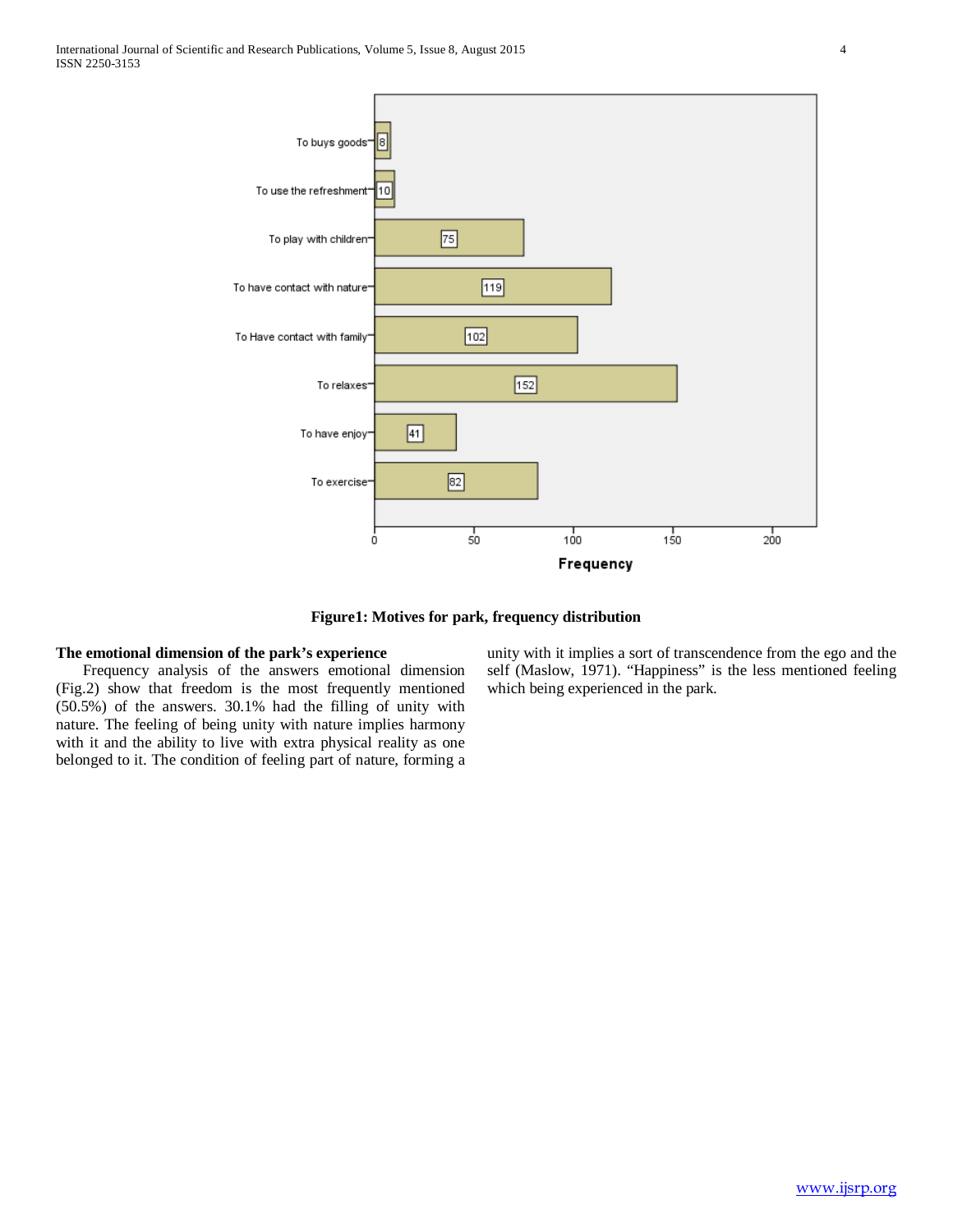Figure1: Motives for park, frequency distribution

**The emotional dimension of the park's experience**

Frequency analysis of the answers emotional dimension (Fig.2) show that freedom is the most frequently mentioned (50.5%) of the answers. 30.1% had the filling of unity with nature. The feeling of being unity with nature implies harmony with it and the ability to live with extra physical reality as one belonged to it. The condition of feeling part of nature, forming a unity with it implies a sort of transcendence from the ego and the self (Maslow, 1971). "Happiness" is the less mentioned feeling which being experienced in the park.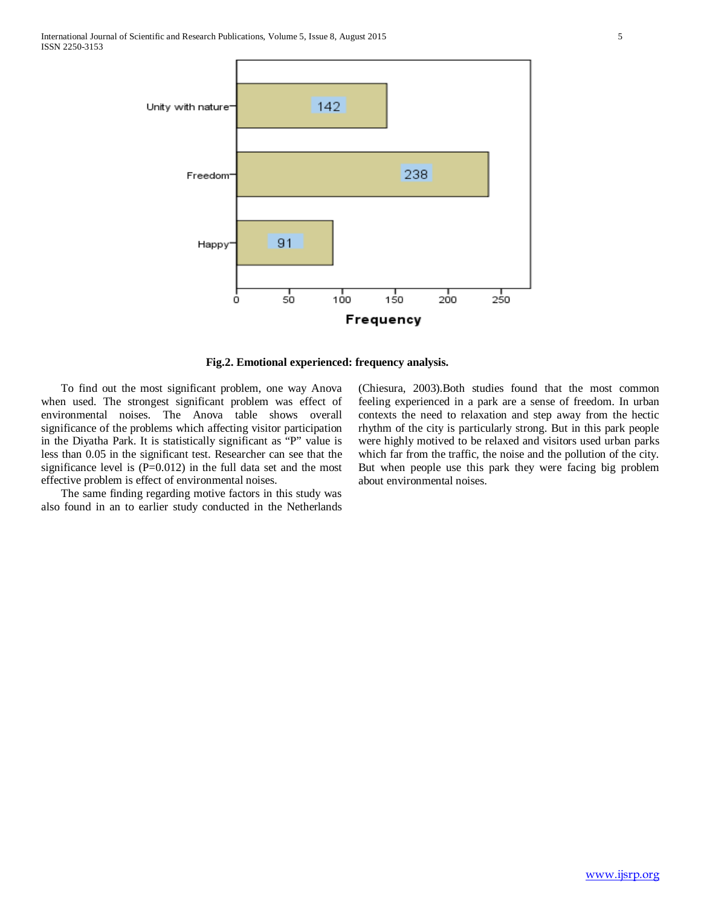Fig.2. Emotional experienced: frequency analysis.

To find out the most significant problem, one way Anova when used. The strongest significant problem was effect of environmental noises. The Anova table shows overall significance of the problems which affecting visitor participation in the Diyatha Park. It is statistically significant as "P" value is less than 0.05 in the significant test. Researcher can see that the significance level is (P=0.012) in the full data set and the most effective problem is effect of environmental noises.

The same finding regarding motive factors in this study was also found in an to earlier study conducted in the Netherlands (Chiesura, 2003).Both studies found that the most common feeling experienced in a park are a sense of freedom. In urban contexts the need to relaxation and step away from the hectic rhythm of the city is particularly strong. But in this park people were highly motived to be relaxed and visitors used urban parks which far from the traffic, the noise and the pollution of the city. But when people use this park they were facing big problem about environmental noises.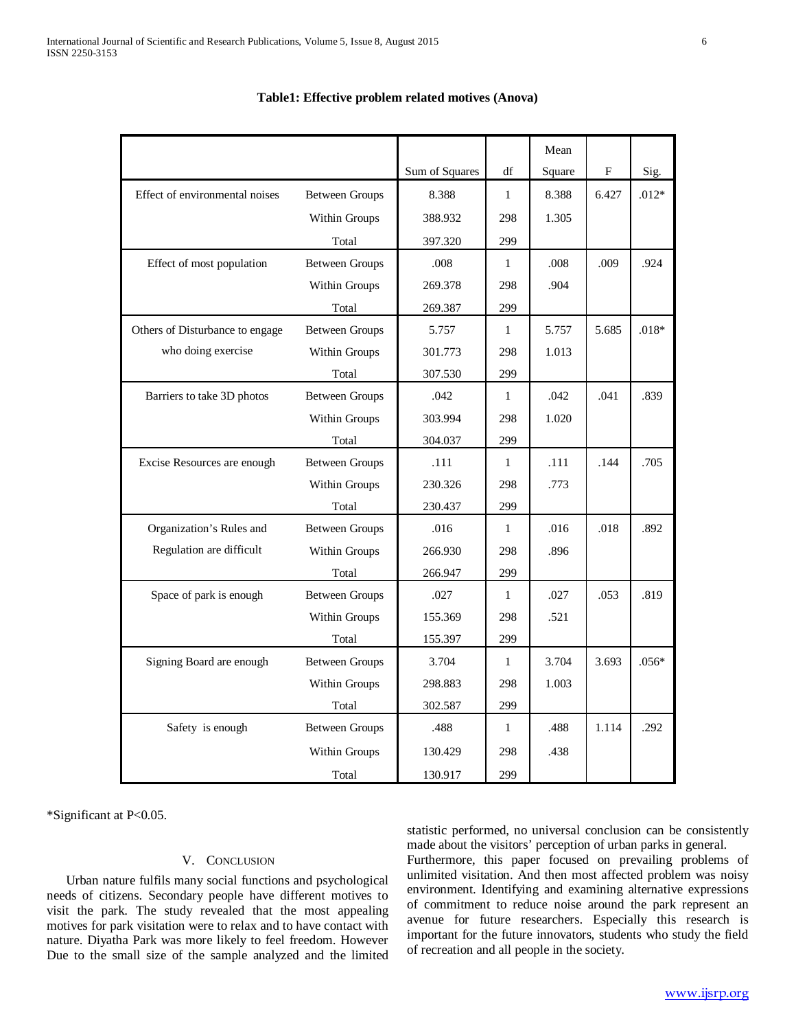**Table1: Effective problem related motives (Anova)**

| | | Sum of Squares | df | Mean Square | F | Sig. |
|---|---|---|---|---|---|---|
| Effect of environmental noises | Between Groups | 8.388 | 1 | 8.388 | 6.427 | .012* |
| | Within Groups | 388.932 | 298 | 1.305 | | |
| | Total | 397.320 | 299 | | | |
| Effect of most population | Between Groups | .008 | 1 | .008 | .009 | .924 |
| | Within Groups | 269.378 | 298 | .904 | | |
| | Total | 269.387 | 299 | | | |
| Others of Disturbance to engage who doing exercise | Between Groups | 5.757 | 1 | 5.757 | 5.685 | .018* |
| | Within Groups | 301.773 | 298 | 1.013 | | |
| | Total | 307.530 | 299 | | | |
| Barriers to take 3D photos | Between Groups | .042 | 1 | .042 | .041 | .839 |
| | Within Groups | 303.994 | 298 | 1.020 | | |
| | Total | 304.037 | 299 | | | |
| Excise Resources are enough | Between Groups | .111 | 1 | .111 | .144 | .705 |
| | Within Groups | 230.326 | 298 | .773 | | |
| | Total | 230.437 | 299 | | | |
| Organization's Rules and Regulation are difficult | Between Groups | .016 | 1 | .016 | .018 | .892 |
| | Within Groups | 266.930 | 298 | .896 | | |
| | Total | 266.947 | 299 | | | |
| Space of park is enough | Between Groups | .027 | 1 | .027 | .053 | .819 |
| | Within Groups | 155.369 | 298 | .521 | | |
| | Total | 155.397 | 299 | | | |
| Signing Board are enough | Between Groups | 3.704 | 1 | 3.704 | 3.693 | .056* |
| | Within Groups | 298.883 | 298 | 1.003 | | |
| | Total | 302.587 | 299 | | | |
| Safety is enough | Between Groups | .488 | 1 | .488 | 1.114 | .292 |
| | Within Groups | 130.429 | 298 | .438 | | |
| | Total | 130.917 | 299 | | | |

*Significant at P<0.05.

## V. Conclusion

Urban nature fulfils many social functions and psychological needs of citizens. Secondary people have different motives to visit the park. The study revealed that the most appealing motives for park visitation were to relax and to have contact with nature. Diyatha Park was more likely to feel freedom. However Due to the small size of the sample analyzed and the limited statistic performed, no universal conclusion can be consistently made about the visitors' perception of urban parks in general.

Furthermore, this paper focused on prevailing problems of unlimited visitation. And then most affected problem was noisy environment. Identifying and examining alternative expressions of commitment to reduce noise around the park represent an avenue for future researchers. Especially this research is important for the future innovators, students who study the field of recreation and all people in the society.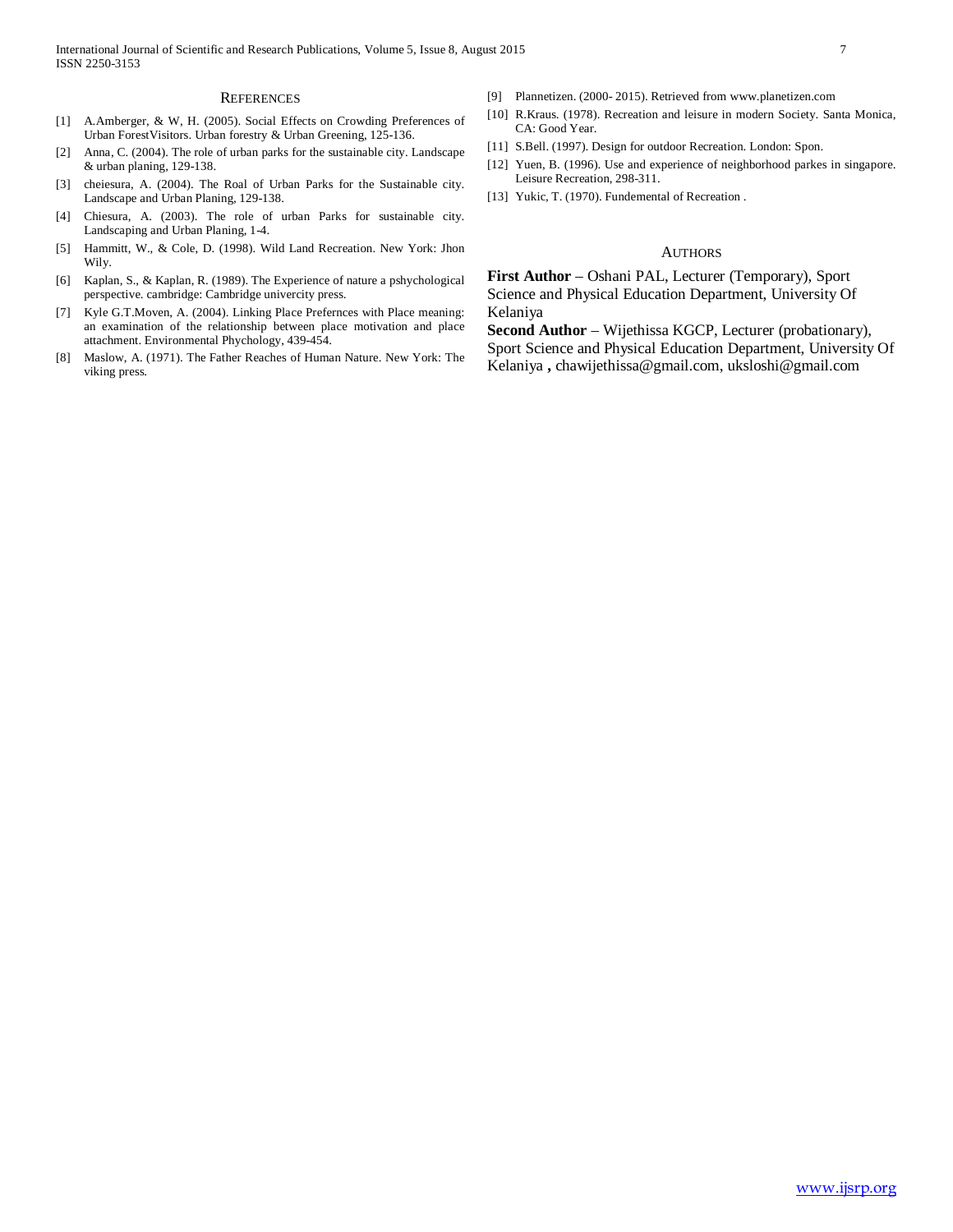## References

[1] A.Amberger, & W, H. (2005). Social Effects on Crowding Preferences of Urban ForestVisitors. Urban forestry & Urban Greening, 125-136.

[2] Anna, C. (2004). The role of urban parks for the sustainable city. Landscape & urban planing, 129-138.

[3] cheiesura, A. (2004). The Roal of Urban Parks for the Sustainable city. Landscape and Urban Planing, 129-138.

[4] Chiesura, A. (2003). The role of urban Parks for sustainable city. Landscaping and Urban Planing, 1-4.

[5] Hammitt, W., & Cole, D. (1998). Wild Land Recreation. New York: Jhon Wily.

[6] Kaplan, S., & Kaplan, R. (1989). The Experience of nature a pshychological perspective. cambridge: Cambridge univercity press.

[7] Kyle G.T.Moven, A. (2004). Linking Place Prefernces with Place meaning: an examination of the relationship between place motivation and place attachment. Environmental Phychology, 439-454.

[8] Maslow, A. (1971). The Father Reaches of Human Nature. New York: The viking press.

[9] Plannetizen. (2000- 2015). Retrieved from www.planetizen.com

[10] R.Kraus. (1978). Recreation and leisure in modern Society. Santa Monica, CA: Good Year.

[11] S.Bell. (1997). Design for outdoor Recreation. London: Spon.

[12] Yuen, B. (1996). Use and experience of neighborhood parkes in singapore. Leisure Recreation, 298-311.

[13] Yukic, T. (1970). Fundemental of Recreation .

## Authors

**First Author** – Oshani PAL, Lecturer (Temporary), Sport Science and Physical Education Department, University Of Kelaniya

**Second Author** – Wijethissa KGCP, Lecturer (probationary), Sport Science and Physical Education Department, University Of Kelaniya **,** chawijethissa@gmail.com, uksloshi@gmail.com